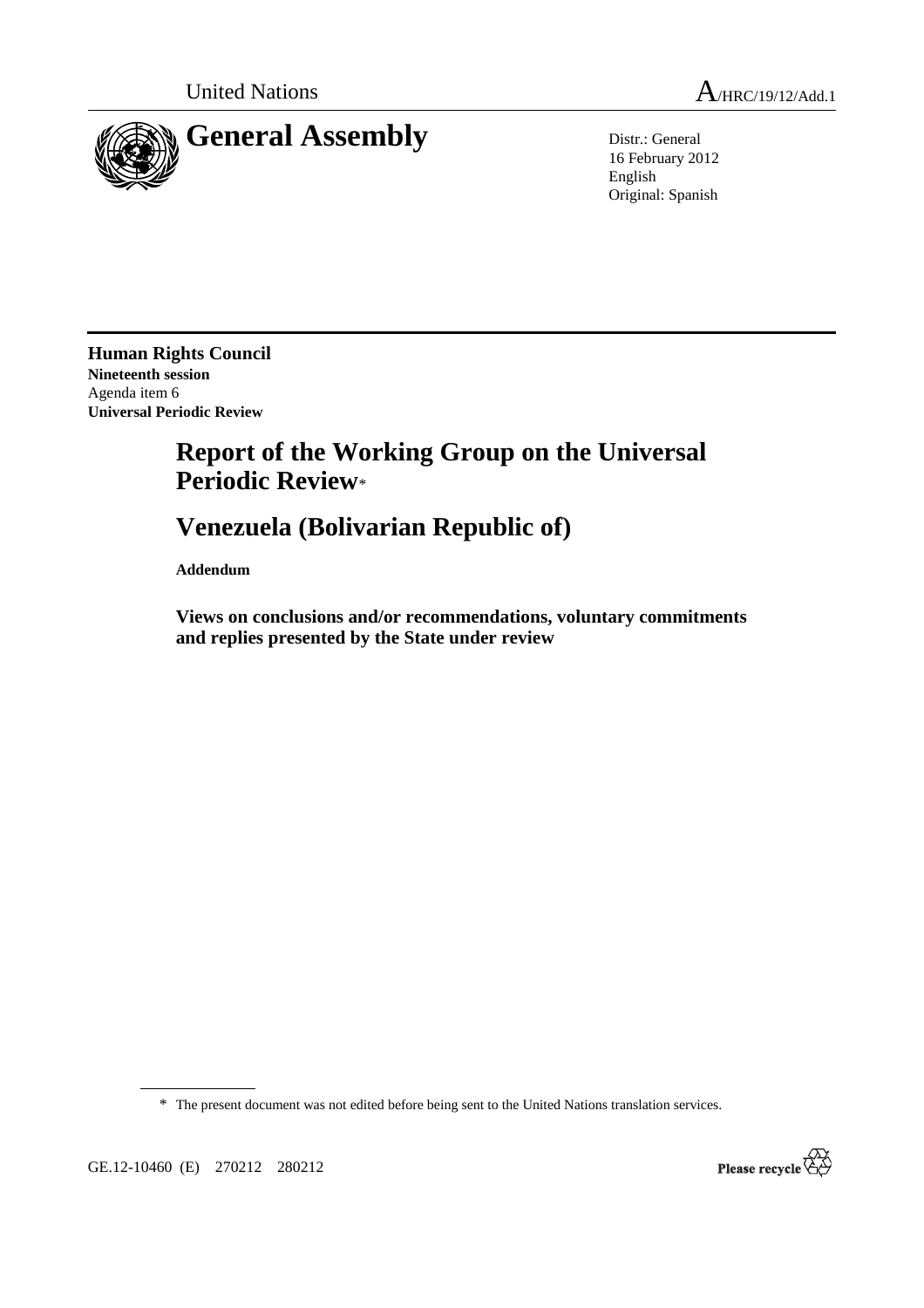United Nations

A/HRC/19/12/Add.1

# General Assembly

Distr.: General
16 February 2012
English
Original: Spanish

**Human Rights Council**
**Nineteenth session**
Agenda item 6
**Universal Periodic Review**

# Report of the Working Group on the Universal Periodic Review*

# Venezuela (Bolivarian Republic of)

**Addendum**

**Views on conclusions and/or recommendations, voluntary commitments and replies presented by the State under review**

\* The present document was not edited before being sent to the United Nations translation services.

GE.12-10460 (E) 270212 280212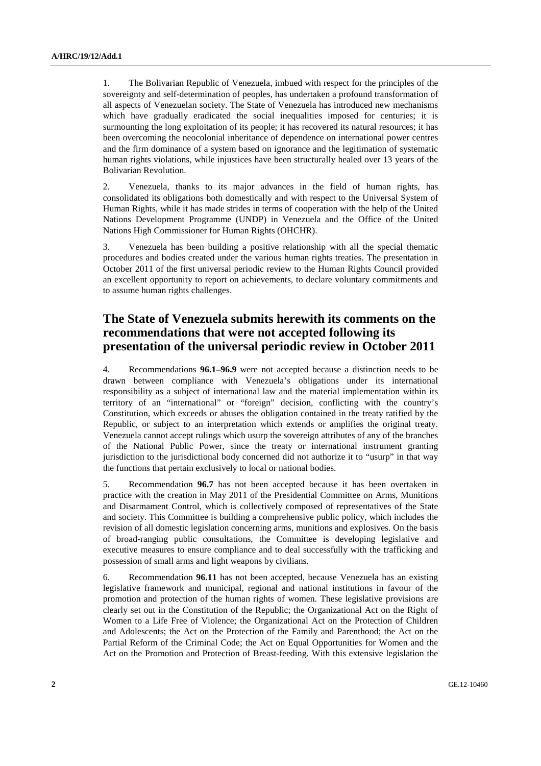1. The Bolivarian Republic of Venezuela, imbued with respect for the principles of the sovereignty and self-determination of peoples, has undertaken a profound transformation of all aspects of Venezuelan society. The State of Venezuela has introduced new mechanisms which have gradually eradicated the social inequalities imposed for centuries; it is surmounting the long exploitation of its people; it has recovered its natural resources; it has been overcoming the neocolonial inheritance of dependence on international power centres and the firm dominance of a system based on ignorance and the legitimation of systematic human rights violations, while injustices have been structurally healed over 13 years of the Bolivarian Revolution.

2. Venezuela, thanks to its major advances in the field of human rights, has consolidated its obligations both domestically and with respect to the Universal System of Human Rights, while it has made strides in terms of cooperation with the help of the United Nations Development Programme (UNDP) in Venezuela and the Office of the United Nations High Commissioner for Human Rights (OHCHR).

3. Venezuela has been building a positive relationship with all the special thematic procedures and bodies created under the various human rights treaties. The presentation in October 2011 of the first universal periodic review to the Human Rights Council provided an excellent opportunity to report on achievements, to declare voluntary commitments and to assume human rights challenges.

## The State of Venezuela submits herewith its comments on the recommendations that were not accepted following its presentation of the universal periodic review in October 2011

4. Recommendations **96.1–96.9** were not accepted because a distinction needs to be drawn between compliance with Venezuela's obligations under its international responsibility as a subject of international law and the material implementation within its territory of an "international" or "foreign" decision, conflicting with the country's Constitution, which exceeds or abuses the obligation contained in the treaty ratified by the Republic, or subject to an interpretation which extends or amplifies the original treaty. Venezuela cannot accept rulings which usurp the sovereign attributes of any of the branches of the National Public Power, since the treaty or international instrument granting jurisdiction to the jurisdictional body concerned did not authorize it to "usurp" in that way the functions that pertain exclusively to local or national bodies.

5. Recommendation **96.7** has not been accepted because it has been overtaken in practice with the creation in May 2011 of the Presidential Committee on Arms, Munitions and Disarmament Control, which is collectively composed of representatives of the State and society. This Committee is building a comprehensive public policy, which includes the revision of all domestic legislation concerning arms, munitions and explosives. On the basis of broad-ranging public consultations, the Committee is developing legislative and executive measures to ensure compliance and to deal successfully with the trafficking and possession of small arms and light weapons by civilians.

6. Recommendation **96.11** has not been accepted, because Venezuela has an existing legislative framework and municipal, regional and national institutions in favour of the promotion and protection of the human rights of women. These legislative provisions are clearly set out in the Constitution of the Republic; the Organizational Act on the Right of Women to a Life Free of Violence; the Organizational Act on the Protection of Children and Adolescents; the Act on the Protection of the Family and Parenthood; the Act on the Partial Reform of the Criminal Code; the Act on Equal Opportunities for Women and the Act on the Promotion and Protection of Breast-feeding. With this extensive legislation the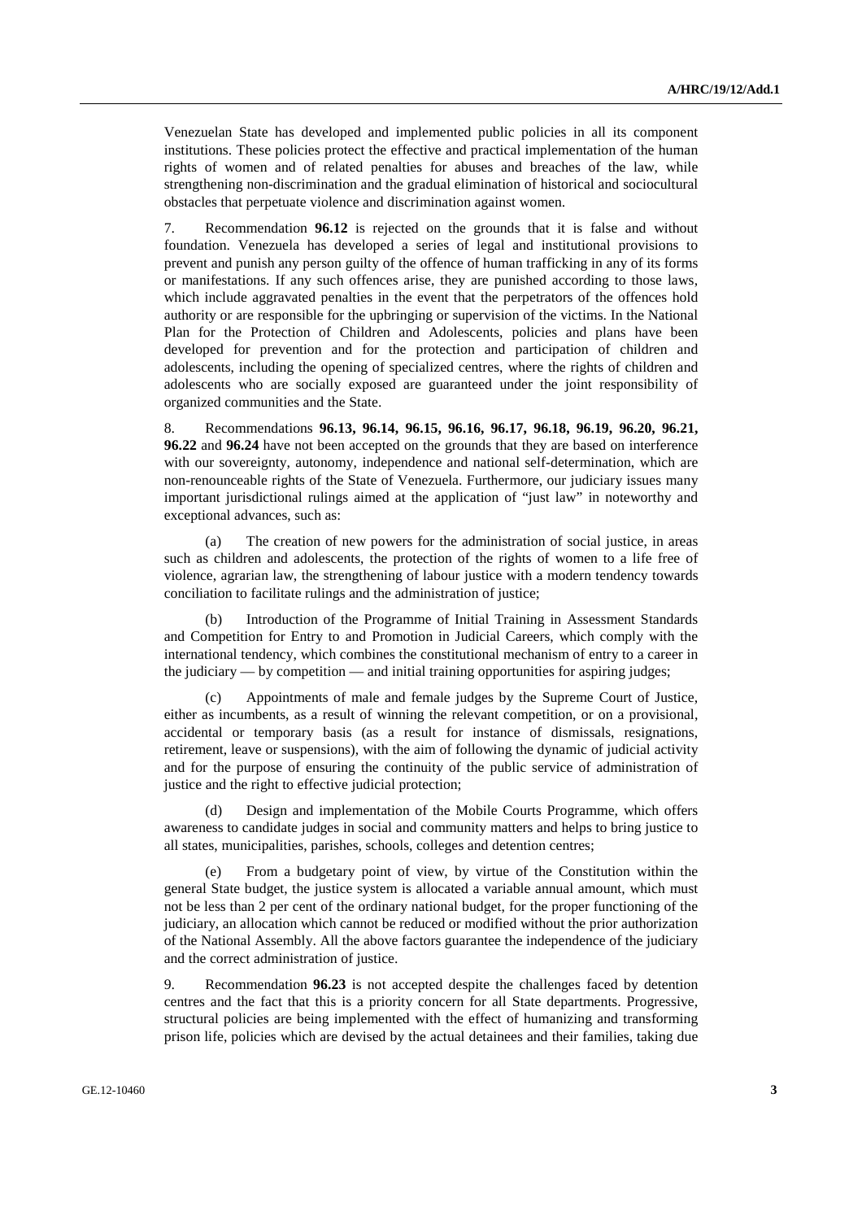Venezuelan State has developed and implemented public policies in all its component institutions. These policies protect the effective and practical implementation of the human rights of women and of related penalties for abuses and breaches of the law, while strengthening non-discrimination and the gradual elimination of historical and sociocultural obstacles that perpetuate violence and discrimination against women.

7. Recommendation **96.12** is rejected on the grounds that it is false and without foundation. Venezuela has developed a series of legal and institutional provisions to prevent and punish any person guilty of the offence of human trafficking in any of its forms or manifestations. If any such offences arise, they are punished according to those laws, which include aggravated penalties in the event that the perpetrators of the offences hold authority or are responsible for the upbringing or supervision of the victims. In the National Plan for the Protection of Children and Adolescents, policies and plans have been developed for prevention and for the protection and participation of children and adolescents, including the opening of specialized centres, where the rights of children and adolescents who are socially exposed are guaranteed under the joint responsibility of organized communities and the State.

8. Recommendations **96.13, 96.14, 96.15, 96.16, 96.17, 96.18, 96.19, 96.20, 96.21, 96.22** and **96.24** have not been accepted on the grounds that they are based on interference with our sovereignty, autonomy, independence and national self-determination, which are non-renounceable rights of the State of Venezuela. Furthermore, our judiciary issues many important jurisdictional rulings aimed at the application of "just law" in noteworthy and exceptional advances, such as:

(a) The creation of new powers for the administration of social justice, in areas such as children and adolescents, the protection of the rights of women to a life free of violence, agrarian law, the strengthening of labour justice with a modern tendency towards conciliation to facilitate rulings and the administration of justice;

(b) Introduction of the Programme of Initial Training in Assessment Standards and Competition for Entry to and Promotion in Judicial Careers, which comply with the international tendency, which combines the constitutional mechanism of entry to a career in the judiciary — by competition — and initial training opportunities for aspiring judges;

(c) Appointments of male and female judges by the Supreme Court of Justice, either as incumbents, as a result of winning the relevant competition, or on a provisional, accidental or temporary basis (as a result for instance of dismissals, resignations, retirement, leave or suspensions), with the aim of following the dynamic of judicial activity and for the purpose of ensuring the continuity of the public service of administration of justice and the right to effective judicial protection;

(d) Design and implementation of the Mobile Courts Programme, which offers awareness to candidate judges in social and community matters and helps to bring justice to all states, municipalities, parishes, schools, colleges and detention centres;

(e) From a budgetary point of view, by virtue of the Constitution within the general State budget, the justice system is allocated a variable annual amount, which must not be less than 2 per cent of the ordinary national budget, for the proper functioning of the judiciary, an allocation which cannot be reduced or modified without the prior authorization of the National Assembly. All the above factors guarantee the independence of the judiciary and the correct administration of justice.

9. Recommendation **96.23** is not accepted despite the challenges faced by detention centres and the fact that this is a priority concern for all State departments. Progressive, structural policies are being implemented with the effect of humanizing and transforming prison life, policies which are devised by the actual detainees and their families, taking due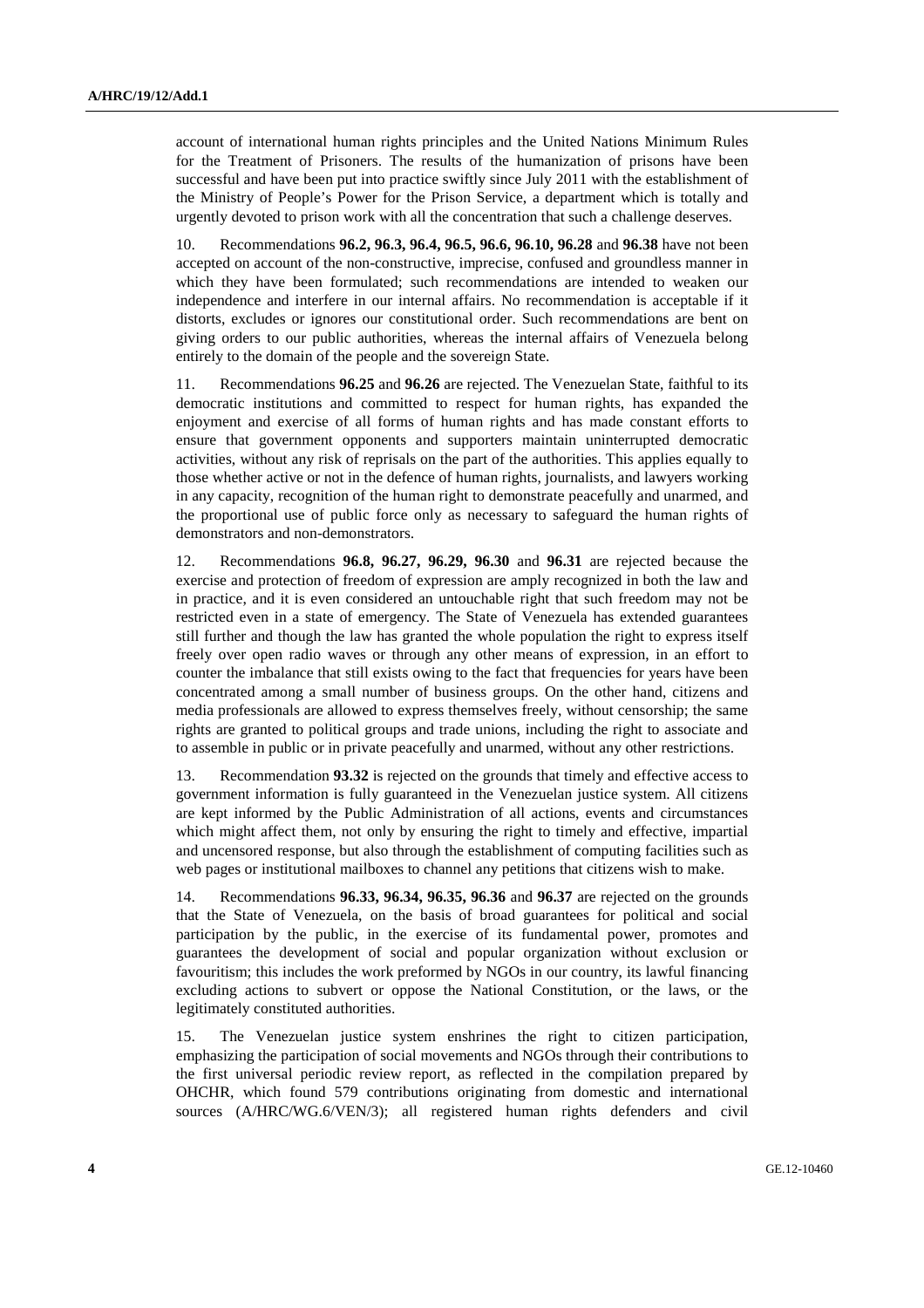account of international human rights principles and the United Nations Minimum Rules for the Treatment of Prisoners. The results of the humanization of prisons have been successful and have been put into practice swiftly since July 2011 with the establishment of the Ministry of People's Power for the Prison Service, a department which is totally and urgently devoted to prison work with all the concentration that such a challenge deserves.

10. Recommendations **96.2, 96.3, 96.4, 96.5, 96.6, 96.10, 96.28** and **96.38** have not been accepted on account of the non-constructive, imprecise, confused and groundless manner in which they have been formulated; such recommendations are intended to weaken our independence and interfere in our internal affairs. No recommendation is acceptable if it distorts, excludes or ignores our constitutional order. Such recommendations are bent on giving orders to our public authorities, whereas the internal affairs of Venezuela belong entirely to the domain of the people and the sovereign State.

11. Recommendations **96.25** and **96.26** are rejected. The Venezuelan State, faithful to its democratic institutions and committed to respect for human rights, has expanded the enjoyment and exercise of all forms of human rights and has made constant efforts to ensure that government opponents and supporters maintain uninterrupted democratic activities, without any risk of reprisals on the part of the authorities. This applies equally to those whether active or not in the defence of human rights, journalists, and lawyers working in any capacity, recognition of the human right to demonstrate peacefully and unarmed, and the proportional use of public force only as necessary to safeguard the human rights of demonstrators and non-demonstrators.

12. Recommendations **96.8, 96.27, 96.29, 96.30** and **96.31** are rejected because the exercise and protection of freedom of expression are amply recognized in both the law and in practice, and it is even considered an untouchable right that such freedom may not be restricted even in a state of emergency. The State of Venezuela has extended guarantees still further and though the law has granted the whole population the right to express itself freely over open radio waves or through any other means of expression, in an effort to counter the imbalance that still exists owing to the fact that frequencies for years have been concentrated among a small number of business groups. On the other hand, citizens and media professionals are allowed to express themselves freely, without censorship; the same rights are granted to political groups and trade unions, including the right to associate and to assemble in public or in private peacefully and unarmed, without any other restrictions.

13. Recommendation **93.32** is rejected on the grounds that timely and effective access to government information is fully guaranteed in the Venezuelan justice system. All citizens are kept informed by the Public Administration of all actions, events and circumstances which might affect them, not only by ensuring the right to timely and effective, impartial and uncensored response, but also through the establishment of computing facilities such as web pages or institutional mailboxes to channel any petitions that citizens wish to make.

14. Recommendations **96.33, 96.34, 96.35, 96.36** and **96.37** are rejected on the grounds that the State of Venezuela, on the basis of broad guarantees for political and social participation by the public, in the exercise of its fundamental power, promotes and guarantees the development of social and popular organization without exclusion or favouritism; this includes the work preformed by NGOs in our country, its lawful financing excluding actions to subvert or oppose the National Constitution, or the laws, or the legitimately constituted authorities.

15. The Venezuelan justice system enshrines the right to citizen participation, emphasizing the participation of social movements and NGOs through their contributions to the first universal periodic review report, as reflected in the compilation prepared by OHCHR, which found 579 contributions originating from domestic and international sources (A/HRC/WG.6/VEN/3); all registered human rights defenders and civil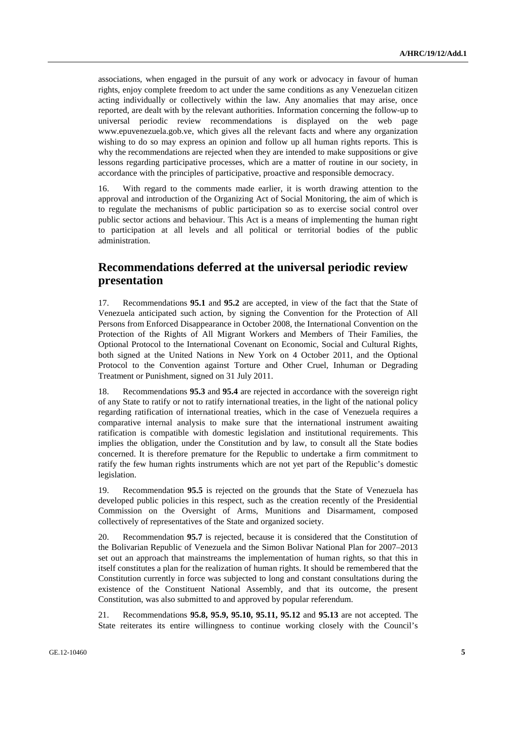associations, when engaged in the pursuit of any work or advocacy in favour of human rights, enjoy complete freedom to act under the same conditions as any Venezuelan citizen acting individually or collectively within the law. Any anomalies that may arise, once reported, are dealt with by the relevant authorities. Information concerning the follow-up to universal periodic review recommendations is displayed on the web page www.epuvenezuela.gob.ve, which gives all the relevant facts and where any organization wishing to do so may express an opinion and follow up all human rights reports. This is why the recommendations are rejected when they are intended to make suppositions or give lessons regarding participative processes, which are a matter of routine in our society, in accordance with the principles of participative, proactive and responsible democracy.

16. With regard to the comments made earlier, it is worth drawing attention to the approval and introduction of the Organizing Act of Social Monitoring, the aim of which is to regulate the mechanisms of public participation so as to exercise social control over public sector actions and behaviour. This Act is a means of implementing the human right to participation at all levels and all political or territorial bodies of the public administration.

## Recommendations deferred at the universal periodic review presentation

17. Recommendations **95.1** and **95.2** are accepted, in view of the fact that the State of Venezuela anticipated such action, by signing the Convention for the Protection of All Persons from Enforced Disappearance in October 2008, the International Convention on the Protection of the Rights of All Migrant Workers and Members of Their Families, the Optional Protocol to the International Covenant on Economic, Social and Cultural Rights, both signed at the United Nations in New York on 4 October 2011, and the Optional Protocol to the Convention against Torture and Other Cruel, Inhuman or Degrading Treatment or Punishment, signed on 31 July 2011.

18. Recommendations **95.3** and **95.4** are rejected in accordance with the sovereign right of any State to ratify or not to ratify international treaties, in the light of the national policy regarding ratification of international treaties, which in the case of Venezuela requires a comparative internal analysis to make sure that the international instrument awaiting ratification is compatible with domestic legislation and institutional requirements. This implies the obligation, under the Constitution and by law, to consult all the State bodies concerned. It is therefore premature for the Republic to undertake a firm commitment to ratify the few human rights instruments which are not yet part of the Republic's domestic legislation.

19. Recommendation **95.5** is rejected on the grounds that the State of Venezuela has developed public policies in this respect, such as the creation recently of the Presidential Commission on the Oversight of Arms, Munitions and Disarmament, composed collectively of representatives of the State and organized society.

20. Recommendation **95.7** is rejected, because it is considered that the Constitution of the Bolivarian Republic of Venezuela and the Simon Bolivar National Plan for 2007–2013 set out an approach that mainstreams the implementation of human rights, so that this in itself constitutes a plan for the realization of human rights. It should be remembered that the Constitution currently in force was subjected to long and constant consultations during the existence of the Constituent National Assembly, and that its outcome, the present Constitution, was also submitted to and approved by popular referendum.

21. Recommendations **95.8, 95.9, 95.10, 95.11, 95.12** and **95.13** are not accepted. The State reiterates its entire willingness to continue working closely with the Council's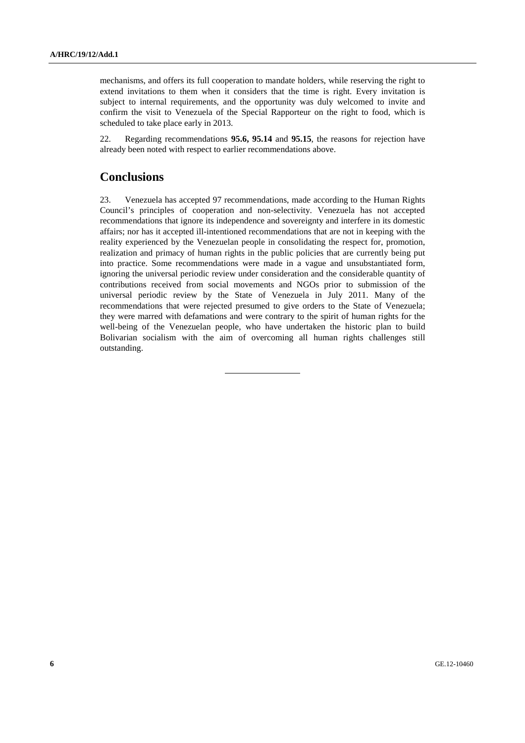mechanisms, and offers its full cooperation to mandate holders, while reserving the right to extend invitations to them when it considers that the time is right. Every invitation is subject to internal requirements, and the opportunity was duly welcomed to invite and confirm the visit to Venezuela of the Special Rapporteur on the right to food, which is scheduled to take place early in 2013.

22. Regarding recommendations **95.6, 95.14** and **95.15**, the reasons for rejection have already been noted with respect to earlier recommendations above.

## Conclusions

23. Venezuela has accepted 97 recommendations, made according to the Human Rights Council's principles of cooperation and non-selectivity. Venezuela has not accepted recommendations that ignore its independence and sovereignty and interfere in its domestic affairs; nor has it accepted ill-intentioned recommendations that are not in keeping with the reality experienced by the Venezuelan people in consolidating the respect for, promotion, realization and primacy of human rights in the public policies that are currently being put into practice. Some recommendations were made in a vague and unsubstantiated form, ignoring the universal periodic review under consideration and the considerable quantity of contributions received from social movements and NGOs prior to submission of the universal periodic review by the State of Venezuela in July 2011. Many of the recommendations that were rejected presumed to give orders to the State of Venezuela; they were marred with defamations and were contrary to the spirit of human rights for the well-being of the Venezuelan people, who have undertaken the historic plan to build Bolivarian socialism with the aim of overcoming all human rights challenges still outstanding.